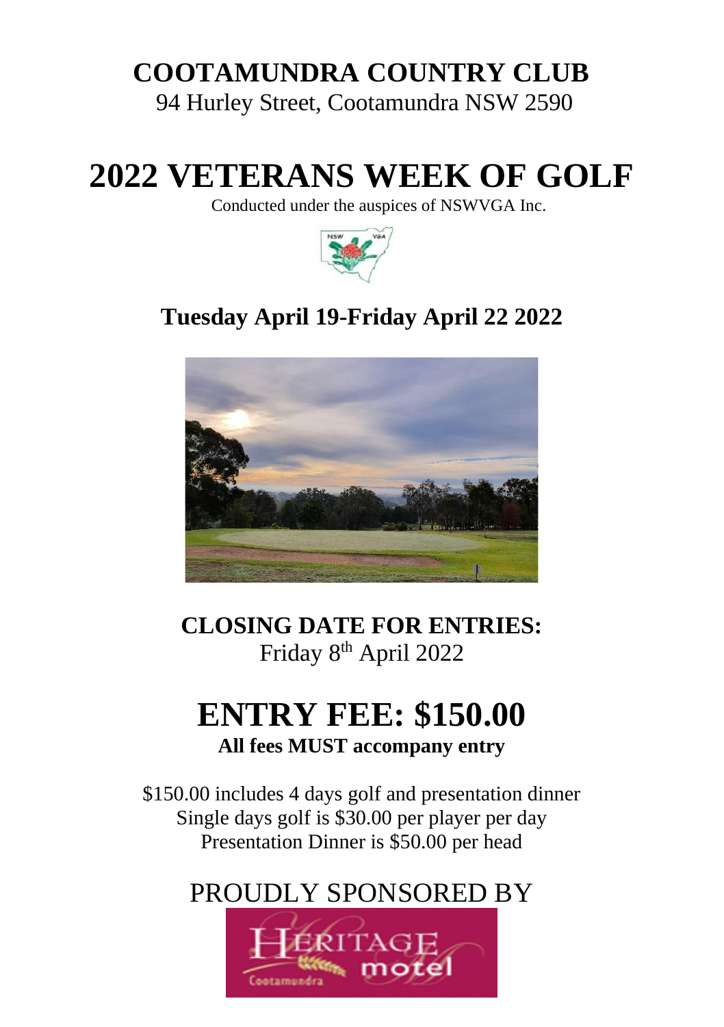# COOTAMUNDRA COUNTRY CLUB

94 Hurley Street, Cootamundra NSW 2590

# 2022 VETERANS WEEK OF GOLF

Conducted under the auspices of NSWVGA Inc.

## Tuesday April 19-Friday April 22 2022

**CLOSING DATE FOR ENTRIES:**

Friday 8th April 2022

# ENTRY FEE: $150.00

**All fees MUST accompany entry**

$150.00 includes 4 days golf and presentation dinner
Single days golf is $30.00 per player per day
Presentation Dinner is $50.00 per head

PROUDLY SPONSORED BY

Heritage motel Cootamundra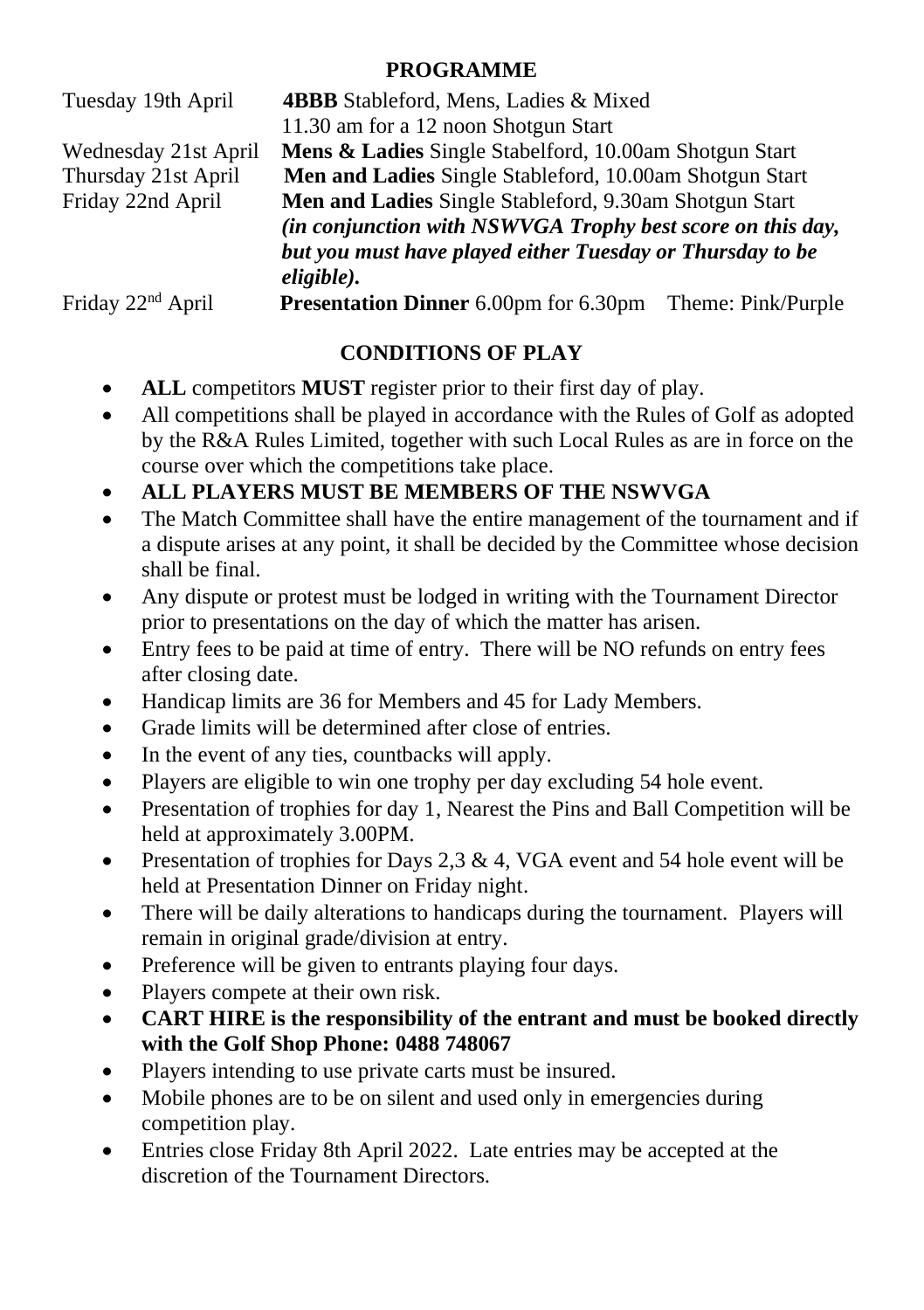## PROGRAMME

| | |
|---|---|
| Tuesday 19th April | **4BBB** Stableford, Mens, Ladies & Mixed<br>11.30 am for a 12 noon Shotgun Start |
| Wednesday 21st April | **Mens & Ladies** Single Stabelford, 10.00am Shotgun Start |
| Thursday 21st April | **Men and Ladies** Single Stableford, 10.00am Shotgun Start |
| Friday 22nd April | **Men and Ladies** Single Stableford, 9.30am Shotgun Start<br>***(in conjunction with NSWVGA Trophy best score on this day, but you must have played either Tuesday or Thursday to be eligible).*** |
| Friday 22nd April | **Presentation Dinner** 6.00pm for 6.30pm Theme: Pink/Purple |

## CONDITIONS OF PLAY

- **ALL** competitors **MUST** register prior to their first day of play.
- All competitions shall be played in accordance with the Rules of Golf as adopted by the R&A Rules Limited, together with such Local Rules as are in force on the course over which the competitions take place.
- **ALL PLAYERS MUST BE MEMBERS OF THE NSWVGA**
- The Match Committee shall have the entire management of the tournament and if a dispute arises at any point, it shall be decided by the Committee whose decision shall be final.
- Any dispute or protest must be lodged in writing with the Tournament Director prior to presentations on the day of which the matter has arisen.
- Entry fees to be paid at time of entry. There will be NO refunds on entry fees after closing date.
- Handicap limits are 36 for Members and 45 for Lady Members.
- Grade limits will be determined after close of entries.
- In the event of any ties, countbacks will apply.
- Players are eligible to win one trophy per day excluding 54 hole event.
- Presentation of trophies for day 1, Nearest the Pins and Ball Competition will be held at approximately 3.00PM.
- Presentation of trophies for Days 2,3 & 4, VGA event and 54 hole event will be held at Presentation Dinner on Friday night.
- There will be daily alterations to handicaps during the tournament. Players will remain in original grade/division at entry.
- Preference will be given to entrants playing four days.
- Players compete at their own risk.
- **CART HIRE is the responsibility of the entrant and must be booked directly with the Golf Shop Phone: 0488 748067**
- Players intending to use private carts must be insured.
- Mobile phones are to be on silent and used only in emergencies during competition play.
- Entries close Friday 8th April 2022. Late entries may be accepted at the discretion of the Tournament Directors.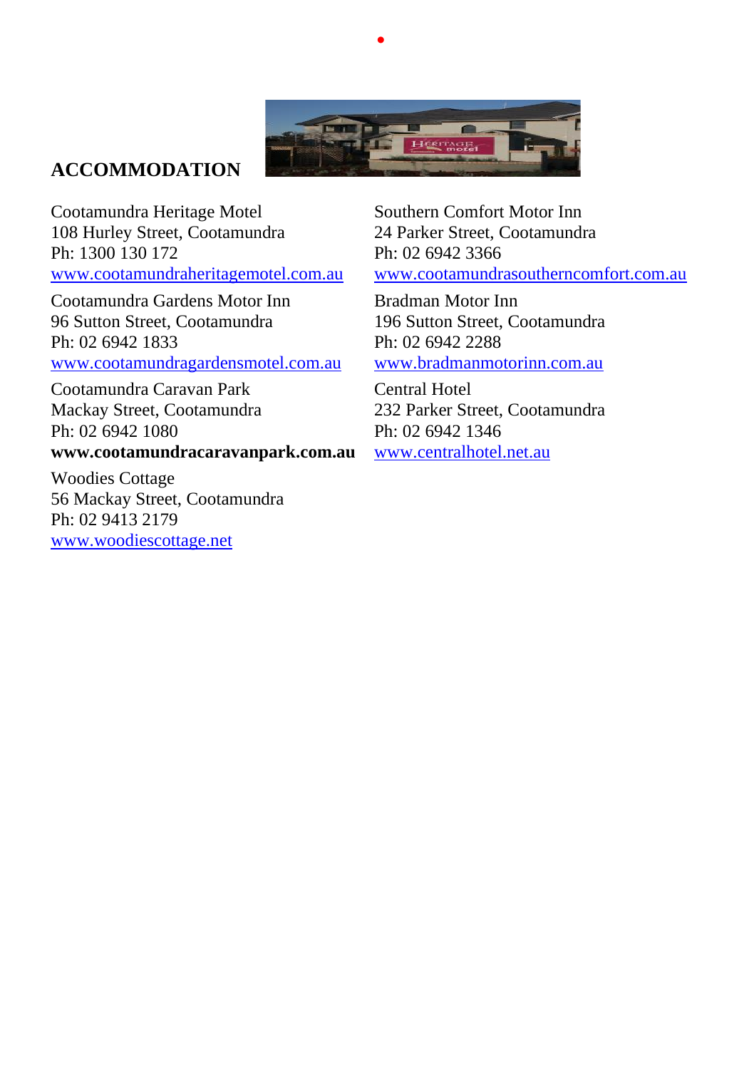## ACCOMMODATION

Cootamundra Heritage Motel
108 Hurley Street, Cootamundra
Ph: 1300 130 172
www.cootamundraheritagemotel.com.au

Cootamundra Gardens Motor Inn
96 Sutton Street, Cootamundra
Ph: 02 6942 1833
www.cootamundragardensmotel.com.au

Cootamundra Caravan Park
Mackay Street, Cootamundra
Ph: 02 6942 1080
**www.cootamundracaravanpark.com.au**

Woodies Cottage
56 Mackay Street, Cootamundra
Ph: 02 9413 2179
www.woodiescottage.net

Southern Comfort Motor Inn
24 Parker Street, Cootamundra
Ph: 02 6942 3366
www.cootamundrasoutherncomfort.com.au

Bradman Motor Inn
196 Sutton Street, Cootamundra
Ph: 02 6942 2288
www.bradmanmotorinn.com.au

Central Hotel
232 Parker Street, Cootamundra
Ph: 02 6942 1346
www.centralhotel.net.au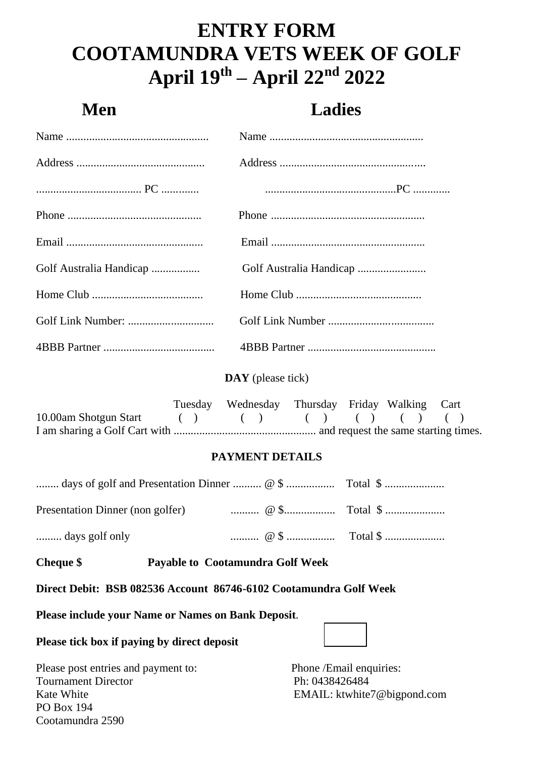# ENTRY FORM
# COOTAMUNDRA VETS WEEK OF GOLF
# April 19th – April 22nd 2022

| Men | Ladies |
|---|---|
| Name .................................................. | Name ...................................................... |
| Address ............................................. | Address ................................................... |
| ..................................... PC ............ | ..............................................PC ............. |
| Phone ............................................... | Phone ...................................................... |
| Email ................................................ | Email ...................................................... |
| Golf Australia Handicap ................. | Golf Australia Handicap ........................ |
| Home Club ....................................... | Home Club ............................................ |
| Golf Link Number: .............................. | Golf Link Number ..................................... |
| 4BBB Partner ....................................... | 4BBB Partner ............................................. |

**DAY** (please tick)

| | Tuesday | Wednesday | Thursday | Friday | Walking | Cart |
|---|---|---|---|---|---|---|
| 10.00am Shotgun Start | ( ) | ( ) | ( ) | ( ) | ( ) | ( ) |

I am sharing a Golf Cart with .................................................. and request the same starting times.

**PAYMENT DETAILS**

........ days of golf and Presentation Dinner .......... @ $ ................ Total $ ....................

Presentation Dinner (non golfer) .......... @ $................. Total $ ....................

......... days golf only .......... @ $ ................ Total $ ....................

**Cheque $** **Payable to Cootamundra Golf Week**

**Direct Debit: BSB 082536 Account 86746-6102 Cootamundra Golf Week**

**Please include your Name or Names on Bank Deposit**.

**Please tick box if paying by direct deposit** ☐

Please post entries and payment to:
Tournament Director
Kate White
PO Box 194
Cootamundra 2590

Phone /Email enquiries:
Ph: 0438426484
EMAIL: ktwhite7@bigpond.com